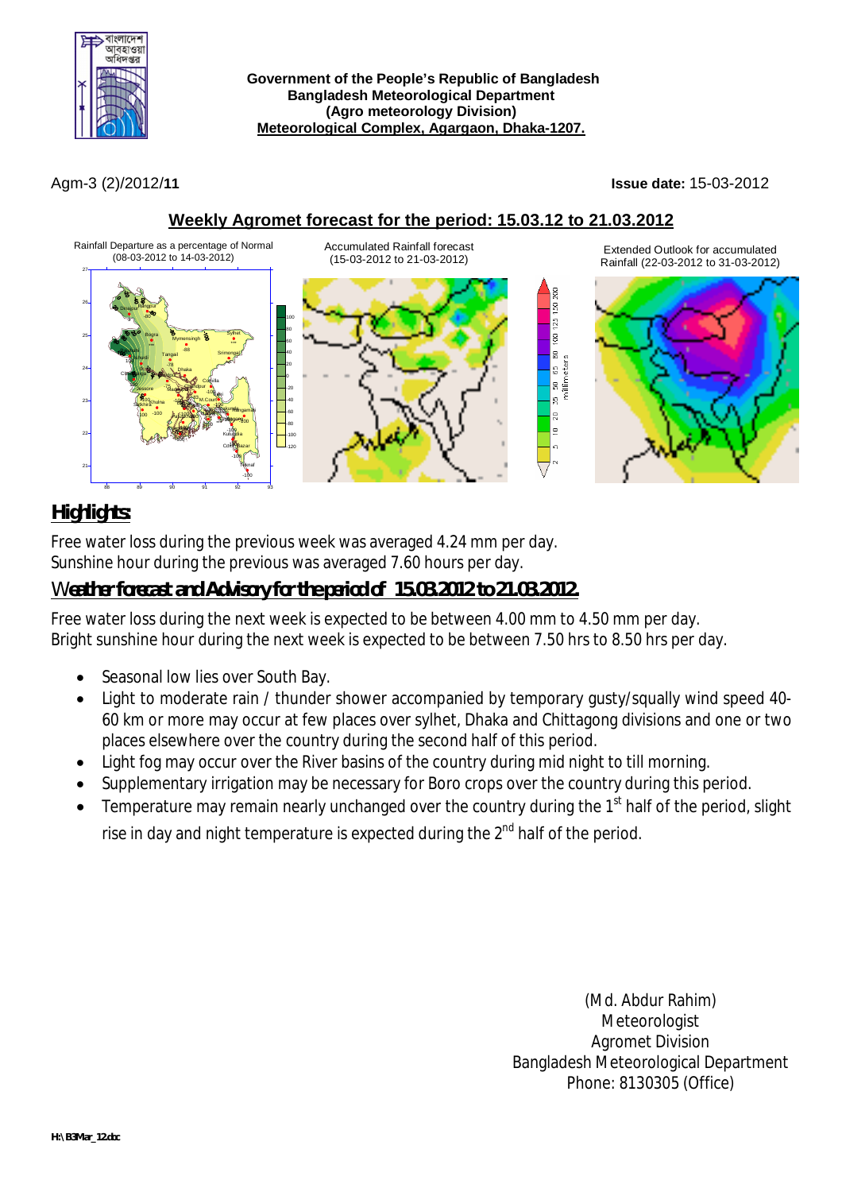**Government of the People's Republic of Bangladesh**
**Bangladesh Meteorological Department**
**(Agro meteorology Division)**
**Meteorological Complex, Agargaon, Dhaka-1207.**

Agm-3 (2)/2012/**11**

**Issue date:** 15-03-2012

## Weekly Agromet forecast for the period: 15.03.12 to 21.03.2012

Rainfall Departure as a percentage of Normal (08-03-2012 to 14-03-2012)

Accumulated Rainfall forecast (15-03-2012 to 21-03-2012)

Extended Outlook for accumulated Rainfall (22-03-2012 to 31-03-2012)

## Highlights:

Free water loss during the previous week was averaged 4.24 mm per day.
Sunshine hour during the previous was averaged 7.60 hours per day.

## Weather forecast and Advisory for the period of 15.03.2012 to 21.03.2012.

Free water loss during the next week is expected to be between 4.00 mm to 4.50 mm per day.
Bright sunshine hour during the next week is expected to be between 7.50 hrs to 8.50 hrs per day.

- Seasonal low lies over South Bay.
- Light to moderate rain / thunder shower accompanied by temporary gusty/squally wind speed 40-60 km or more may occur at few places over sylhet, Dhaka and Chittagong divisions and one or two places elsewhere over the country during the second half of this period.
- Light fog may occur over the River basins of the country during mid night to till morning.
- Supplementary irrigation may be necessary for Boro crops over the country during this period.
- Temperature may remain nearly unchanged over the country during the 1st half of the period, slight rise in day and night temperature is expected during the 2nd half of the period.

(Md. Abdur Rahim)
Meteorologist
Agromet Division
Bangladesh Meteorological Department
Phone: 8130305 (Office)

H:\B3Mar_12.doc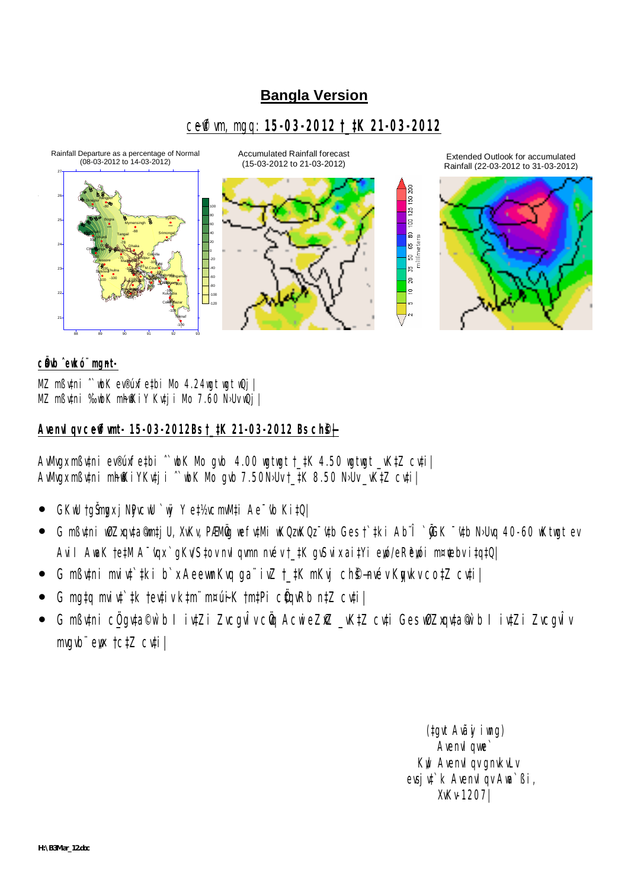## Bangla Version

ce©vfvm, mgq: **15-03-2012 †_‡K 21-03-2012**

Rainfall Departure as a percentage of Normal (08-03-2012 to 14-03-2012)

Accumulated Rainfall forecast (15-03-2012 to 21-03-2012)

Extended Outlook for accumulated Rainfall (22-03-2012 to 31-03-2012)

**c~e©eZx© mßvn-**

MZ mßv‡ni ˆ`wbK ev®úxfe‡bi Mo 4.24 wgtwgt wQj|
MZ mßv‡ni ‰`wbK m~h©wKiY Kv‡ji Mo 7.60 N›Uv wQj|

**Avenvlqv ce©vfvm- 15-03-2012 Bs †_‡K 21-03-2012 Bs ch©š—**

AvMvgx mßv‡ni ev®úxfe‡bi ˆ`wbK Mo gvb 4.00 wgtwgt †_‡K 4.50 wgtwgt _vK‡Z cv‡i|
AvMvgx mßv‡ni m~h©wKiY Kv‡ji ˆ`wbK Mo gvb 7.50 N›Uv †_‡K 8.50 N›Uv _vK‡Z cv‡i|

- GKwU †gŠmygx j¤^vPvc `w¶Y e‡½vcmvM‡i Ae¯'vb Ki‡Q|
- G mßv‡ni wØZxqv‡a©i †k‡l gvSvix ai‡Yi eRª/eRªmn e„wó n‡Z cv‡i Ges †`‡ki Ab¨Î ¯'v‡b N›Uvq 40-60 wKtwgt ev Avil AwaK †e‡M A¯'vqx `gKv nvIqvmn n‡Z cv‡i|
- G mßv‡ni mviv‡`‡ki b`xAeevwnKvq ga¨iv‡Z †_‡K mKvj ch©š— nvév Kzqvkv co‡Z cv‡i|
- G mg‡q mviv‡`‡k †ev‡iv avb‡¶‡Z cÖ‡qvRb n‡Z cv‡i|
- G mßv‡ni cÖ_gv‡a©i w`b I iv‡Zi Zvcgvòv cÖvq AcwiewZ©Z _vK‡Z cv‡i Ges wØZxqv‡a©i w`b I iv‡Zi Zvcgvòv mvgvb¨ e„w× †c‡Z cv‡i|

(‡gvt Avãyi ig)
Avenvlqv we`
K…wl Avenvlqv gnvkvLv
evsjv‡`k Avenvlqv Awa`ßi,
XvKv-1207|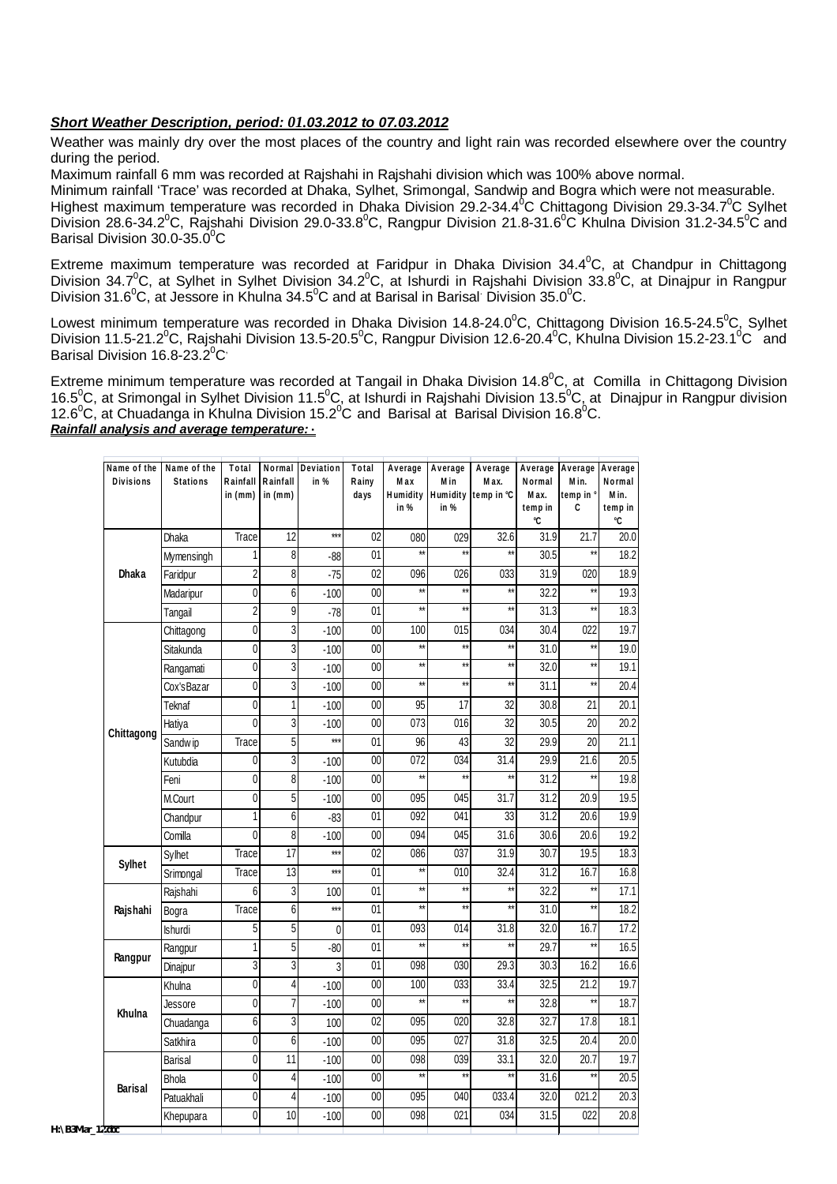***Short Weather Description, period: 01.03.2012 to 07.03.2012***

Weather was mainly dry over the most places of the country and light rain was recorded elsewhere over the country during the period.

Maximum rainfall 6 mm was recorded at Rajshahi in Rajshahi division which was 100% above normal.

Minimum rainfall 'Trace' was recorded at Dhaka, Sylhet, Srimongal, Sandwip and Bogra which were not measurable.

Highest maximum temperature was recorded in Dhaka Division 29.2-34.4$^0$C Chittagong Division 29.3-34.7$^0$C Sylhet Division 28.6-34.2$^0$C, Rajshahi Division 29.0-33.8$^0$C, Rangpur Division 21.8-31.6$^0$C Khulna Division 31.2-34.5$^0$C and Barisal Division 30.0-35.0$^0$C

Extreme maximum temperature was recorded at Faridpur in Dhaka Division 34.4$^0$C, at Chandpur in Chittagong Division 34.7$^0$C, at Sylhet in Sylhet Division 34.2$^0$C, at Ishurdi in Rajshahi Division 33.8$^0$C, at Dinajpur in Rangpur Division 31.6$^0$C, at Jessore in Khulna 34.5$^0$C and at Barisal in Barisal Division 35.0$^0$C.

Lowest minimum temperature was recorded in Dhaka Division 14.8-24.0$^0$C, Chittagong Division 16.5-24.5$^0$C, Sylhet Division 11.5-21.2$^0$C, Rajshahi Division 13.5-20.5$^0$C, Rangpur Division 12.6-20.4$^0$C, Khulna Division 15.2-23.1$^0$C and Barisal Division 16.8-23.2$^0$C.

Extreme minimum temperature was recorded at Tangail in Dhaka Division 14.8$^0$C, at Comilla in Chittagong Division 16.5$^0$C, at Srimongal in Sylhet Division 11.5$^0$C, at Ishurdi in Rajshahi Division 13.5$^0$C, at Dinajpur in Rangpur division 12.6$^0$C, at Chuadanga in Khulna Division 15.2$^0$C and Barisal at Barisal Division 16.8$^0$C.

***Rainfall analysis and average temperature:-***

| Name of the Divisions | Name of the Stations | Total Rainfall in (mm) | Normal Rainfall in (mm) | Deviation in % | Total Rainy days | Average Max Humidity in % | Average Min Humidity in % | Average Max. temp in ℃ | Average Normal Max. temp in ℃ | Average Min. temp in ℃ | Average Normal Min. temp in ℃ |
|---|---|---|---|---|---|---|---|---|---|---|---|
| Dhaka | Dhaka | Trace | 12 | *** | 02 | 080 | 029 | 32.6 | 31.9 | 21.7 | 20.0 |
| | Mymensingh | 1 | 8 | -88 | 01 | ** | ** | ** | 30.5 | ** | 18.2 |
| | Faridpur | 2 | 8 | -75 | 02 | 096 | 026 | 033 | 31.9 | 020 | 18.9 |
| | Madaripur | 0 | 6 | -100 | 00 | ** | ** | ** | 32.2 | ** | 19.3 |
| | Tangail | 2 | 9 | -78 | 01 | ** | ** | ** | 31.3 | ** | 18.3 |
| Chittagong | Chittagong | 0 | 3 | -100 | 00 | 100 | 015 | 034 | 30.4 | 022 | 19.7 |
| | Sitakunda | 0 | 3 | -100 | 00 | ** | ** | ** | 31.0 | ** | 19.0 |
| | Rangamati | 0 | 3 | -100 | 00 | ** | ** | ** | 32.0 | ** | 19.1 |
| | Cox'sBazar | 0 | 3 | -100 | 00 | ** | ** | ** | 31.1 | ** | 20.4 |
| | Teknaf | 0 | 1 | -100 | 00 | 95 | 17 | 32 | 30.8 | 21 | 20.1 |
| | Hatiya | 0 | 3 | -100 | 00 | 073 | 016 | 32 | 30.5 | 20 | 20.2 |
| | Sandwip | Trace | 5 | *** | 01 | 96 | 43 | 32 | 29.9 | 20 | 21.1 |
| | Kutubdia | 0 | 3 | -100 | 00 | 072 | 034 | 31.4 | 29.9 | 21.6 | 20.5 |
| | Feni | 0 | 8 | -100 | 00 | ** | ** | ** | 31.2 | ** | 19.8 |
| | M.Court | 0 | 5 | -100 | 00 | 095 | 045 | 31.7 | 31.2 | 20.9 | 19.5 |
| | Chandpur | 1 | 6 | -83 | 01 | 092 | 041 | 33 | 31.2 | 20.6 | 19.9 |
| | Comilla | 0 | 8 | -100 | 00 | 094 | 045 | 31.6 | 30.6 | 20.6 | 19.2 |
| Sylhet | Sylhet | Trace | 17 | *** | 02 | 086 | 037 | 31.9 | 30.7 | 19.5 | 18.3 |
| | Srimongal | Trace | 13 | *** | 01 | ** | 010 | 32.4 | 31.2 | 16.7 | 16.8 |
| Rajshahi | Rajshahi | 6 | 3 | 100 | 01 | ** | ** | ** | 32.2 | ** | 17.1 |
| | Bogra | Trace | 6 | *** | 01 | ** | ** | ** | 31.0 | ** | 18.2 |
| | Ishurdi | 5 | 5 | 0 | 01 | 093 | 014 | 31.8 | 32.0 | 16.7 | 17.2 |
| Rangpur | Rangpur | 1 | 5 | -80 | 01 | ** | ** | ** | 29.7 | ** | 16.5 |
| | Dinajpur | 3 | 3 | 3 | 01 | 098 | 030 | 29.3 | 30.3 | 16.2 | 16.6 |
| Khulna | Khulna | 0 | 4 | -100 | 00 | 100 | 033 | 33.4 | 32.5 | 21.2 | 19.7 |
| | Jessore | 0 | 7 | -100 | 00 | ** | ** | ** | 32.8 | ** | 18.7 |
| | Chuadanga | 6 | 3 | 100 | 02 | 095 | 020 | 32.8 | 32.7 | 17.8 | 18.1 |
| | Satkhira | 0 | 6 | -100 | 00 | 095 | 027 | 31.8 | 32.5 | 20.4 | 20.0 |
| Barisal | Barisal | 0 | 11 | -100 | 00 | 098 | 039 | 33.1 | 32.0 | 20.7 | 19.7 |
| | Bhola | 0 | 4 | -100 | 00 | ** | ** | ** | 31.6 | ** | 20.5 |
| | Patuakhali | 0 | 4 | -100 | 00 | 095 | 040 | 033.4 | 32.0 | 021.2 | 20.3 |
| | Khepupara | 0 | 10 | -100 | 00 | 098 | 021 | 034 | 31.5 | 022 | 20.8 |

H:\B3Mar_12.doc